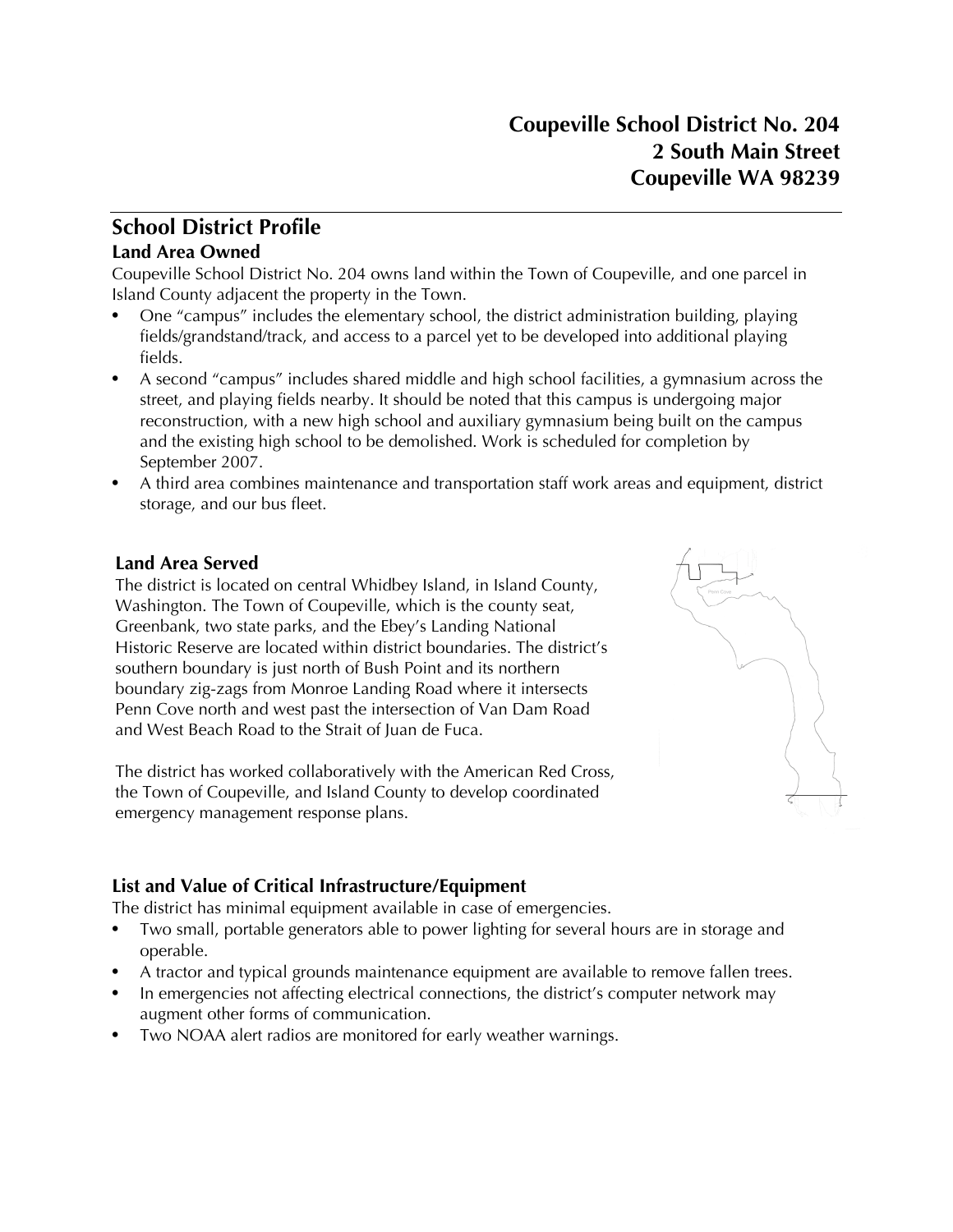**Coupeville School District No. 204**
**2 South Main Street**
**Coupeville WA 98239**

## School District Profile

### Land Area Owned

Coupeville School District No. 204 owns land within the Town of Coupeville, and one parcel in Island County adjacent the property in the Town.

- One "campus" includes the elementary school, the district administration building, playing fields/grandstand/track, and access to a parcel yet to be developed into additional playing fields.
- A second "campus" includes shared middle and high school facilities, a gymnasium across the street, and playing fields nearby. It should be noted that this campus is undergoing major reconstruction, with a new high school and auxiliary gymnasium being built on the campus and the existing high school to be demolished. Work is scheduled for completion by September 2007.
- A third area combines maintenance and transportation staff work areas and equipment, district storage, and our bus fleet.

### Land Area Served

The district is located on central Whidbey Island, in Island County, Washington. The Town of Coupeville, which is the county seat, Greenbank, two state parks, and the Ebey's Landing National Historic Reserve are located within district boundaries. The district's southern boundary is just north of Bush Point and its northern boundary zig-zags from Monroe Landing Road where it intersects Penn Cove north and west past the intersection of Van Dam Road and West Beach Road to the Strait of Juan de Fuca.

The district has worked collaboratively with the American Red Cross, the Town of Coupeville, and Island County to develop coordinated emergency management response plans.

### List and Value of Critical Infrastructure/Equipment

The district has minimal equipment available in case of emergencies.

- Two small, portable generators able to power lighting for several hours are in storage and operable.
- A tractor and typical grounds maintenance equipment are available to remove fallen trees.
- In emergencies not affecting electrical connections, the district's computer network may augment other forms of communication.
- Two NOAA alert radios are monitored for early weather warnings.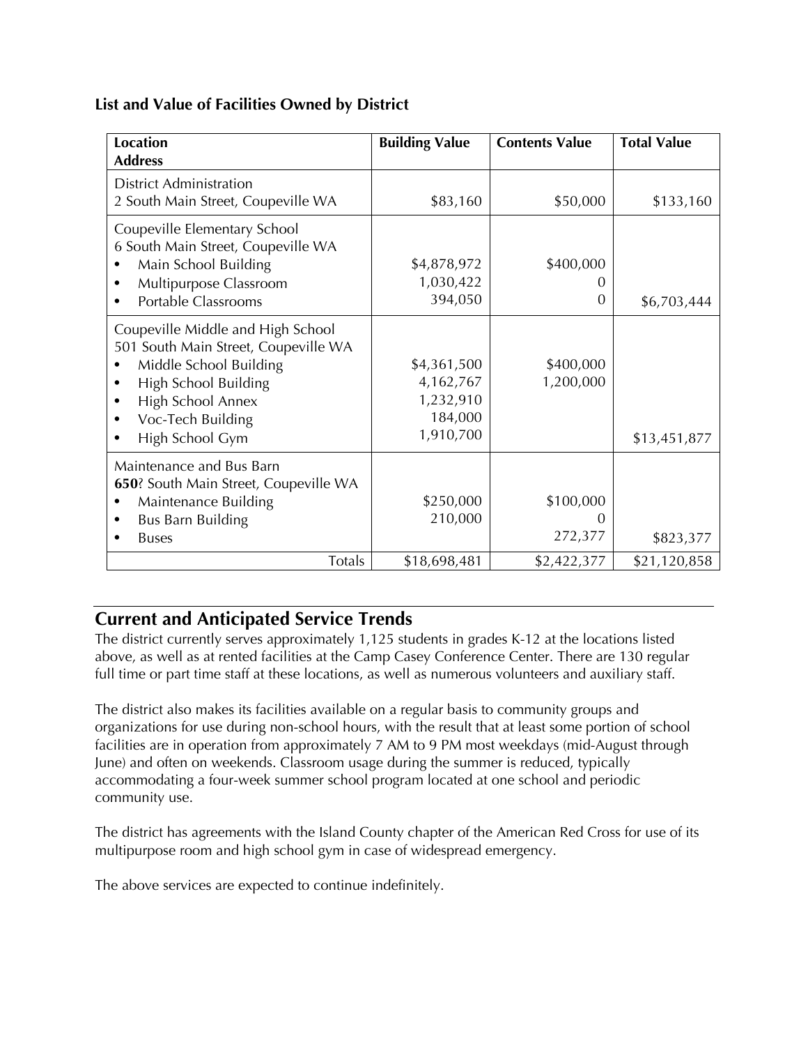### List and Value of Facilities Owned by District

| Location<br>Address | Building Value | Contents Value | Total Value |
|---|---|---|---|
| District Administration<br>2 South Main Street, Coupeville WA | $83,160 | $50,000 | $133,160 |
| Coupeville Elementary School<br>6 South Main Street, Coupeville WA<br>• Main School Building<br>• Multipurpose Classroom<br>• Portable Classrooms | <br><br>$4,878,972<br>1,030,422<br>394,050 | <br><br>$400,000<br>0<br>0 | $6,703,444 |
| Coupeville Middle and High School<br>501 South Main Street, Coupeville WA<br>• Middle School Building<br>• High School Building<br>• High School Annex<br>• Voc-Tech Building<br>• High School Gym | <br><br>$4,361,500<br>4,162,767<br>1,232,910<br>184,000<br>1,910,700 | <br><br>$400,000<br>1,200,000 | $13,451,877 |
| Maintenance and Bus Barn<br>**650**? South Main Street, Coupeville WA<br>• Maintenance Building<br>• Bus Barn Building<br>• Buses | <br><br>$250,000<br>210,000 | <br><br>$100,000<br>0<br>272,377 | $823,377 |
| Totals | $18,698,481 | $2,422,377 | $21,120,858 |

## Current and Anticipated Service Trends

The district currently serves approximately 1,125 students in grades K-12 at the locations listed above, as well as at rented facilities at the Camp Casey Conference Center. There are 130 regular full time or part time staff at these locations, as well as numerous volunteers and auxiliary staff.

The district also makes its facilities available on a regular basis to community groups and organizations for use during non-school hours, with the result that at least some portion of school facilities are in operation from approximately 7 AM to 9 PM most weekdays (mid-August through June) and often on weekends. Classroom usage during the summer is reduced, typically accommodating a four-week summer school program located at one school and periodic community use.

The district has agreements with the Island County chapter of the American Red Cross for use of its multipurpose room and high school gym in case of widespread emergency.

The above services are expected to continue indefinitely.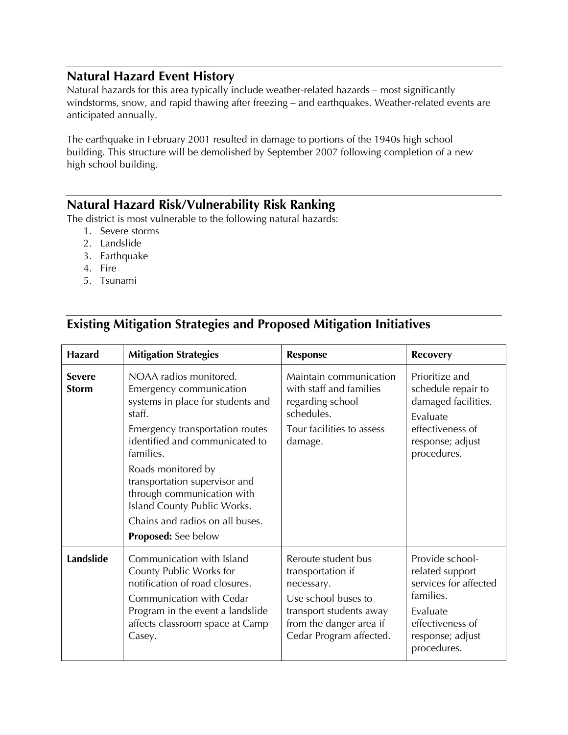## Natural Hazard Event History

Natural hazards for this area typically include weather-related hazards – most significantly windstorms, snow, and rapid thawing after freezing – and earthquakes. Weather-related events are anticipated annually.

The earthquake in February 2001 resulted in damage to portions of the 1940s high school building. This structure will be demolished by September 2007 following completion of a new high school building.

## Natural Hazard Risk/Vulnerability Risk Ranking

The district is most vulnerable to the following natural hazards:

1. Severe storms
2. Landslide
3. Earthquake
4. Fire
5. Tsunami

## Existing Mitigation Strategies and Proposed Mitigation Initiatives

| Hazard | Mitigation Strategies | Response | Recovery |
|---|---|---|---|
| **Severe Storm** | NOAA radios monitored. Emergency communication systems in place for students and staff.<br>Emergency transportation routes identified and communicated to families.<br>Roads monitored by transportation supervisor and through communication with Island County Public Works.<br>Chains and radios on all buses.<br>**Proposed:** See below | Maintain communication with staff and families regarding school schedules.<br>Tour facilities to assess damage. | Prioritize and schedule repair to damaged facilities.<br>Evaluate effectiveness of response; adjust procedures. |
| **Landslide** | Communication with Island County Public Works for notification of road closures.<br>Communication with Cedar Program in the event a landslide affects classroom space at Camp Casey. | Reroute student bus transportation if necessary.<br>Use school buses to transport students away from the danger area if Cedar Program affected. | Provide school-related support services for affected families.<br>Evaluate effectiveness of response; adjust procedures. |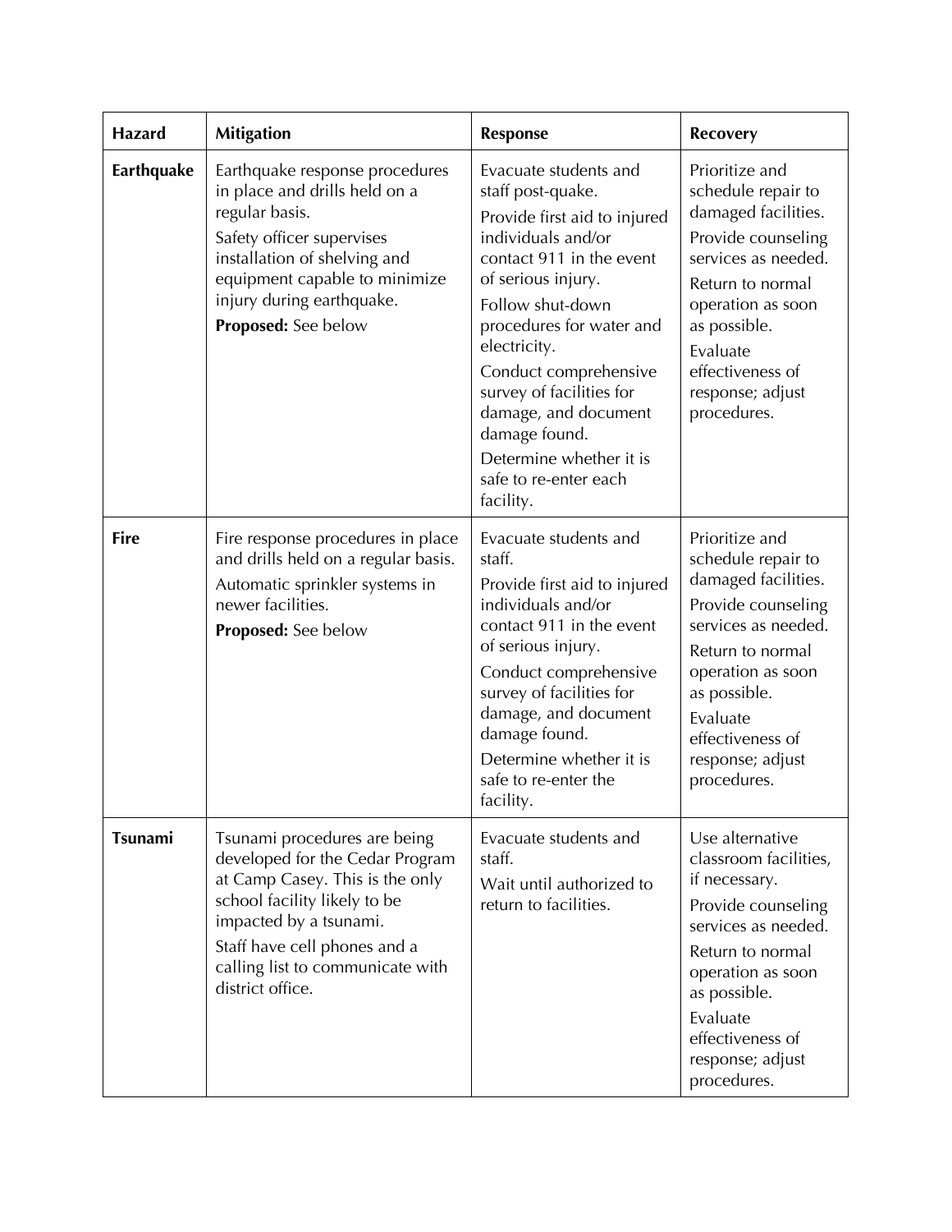| Hazard | Mitigation | Response | Recovery |
|---|---|---|---|
| **Earthquake** | Earthquake response procedures in place and drills held on a regular basis.<br>Safety officer supervises installation of shelving and equipment capable to minimize injury during earthquake.<br>**Proposed:** See below | Evacuate students and staff post-quake.<br>Provide first aid to injured individuals and/or contact 911 in the event of serious injury.<br>Follow shut-down procedures for water and electricity.<br>Conduct comprehensive survey of facilities for damage, and document damage found.<br>Determine whether it is safe to re-enter each facility. | Prioritize and schedule repair to damaged facilities.<br>Provide counseling services as needed.<br>Return to normal operation as soon as possible.<br>Evaluate effectiveness of response; adjust procedures. |
| **Fire** | Fire response procedures in place and drills held on a regular basis.<br>Automatic sprinkler systems in newer facilities.<br>**Proposed:** See below | Evacuate students and staff.<br>Provide first aid to injured individuals and/or contact 911 in the event of serious injury.<br>Conduct comprehensive survey of facilities for damage, and document damage found.<br>Determine whether it is safe to re-enter the facility. | Prioritize and schedule repair to damaged facilities.<br>Provide counseling services as needed.<br>Return to normal operation as soon as possible.<br>Evaluate effectiveness of response; adjust procedures. |
| **Tsunami** | Tsunami procedures are being developed for the Cedar Program at Camp Casey. This is the only school facility likely to be impacted by a tsunami.<br>Staff have cell phones and a calling list to communicate with district office. | Evacuate students and staff.<br>Wait until authorized to return to facilities. | Use alternative classroom facilities, if necessary.<br>Provide counseling services as needed.<br>Return to normal operation as soon as possible.<br>Evaluate effectiveness of response; adjust procedures. |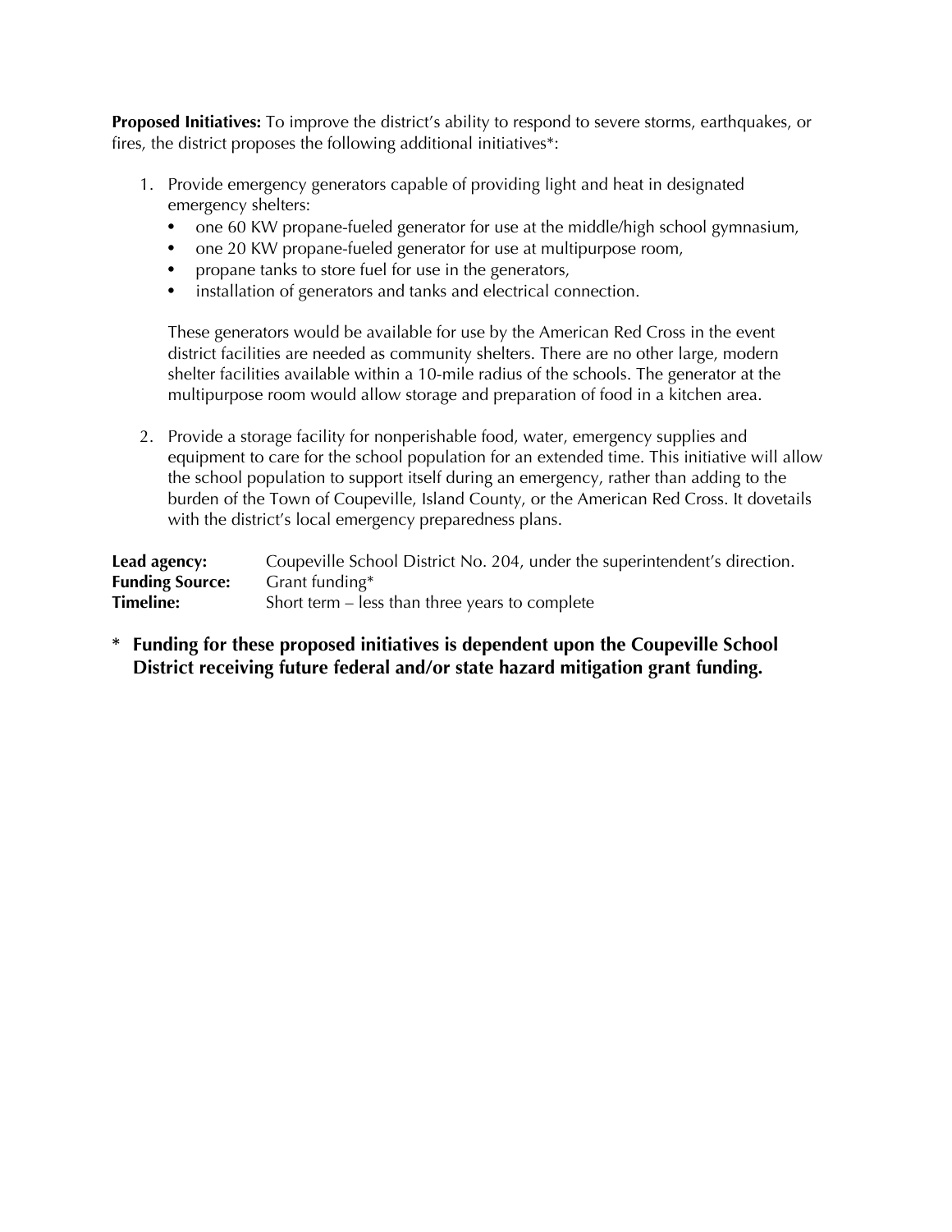**Proposed Initiatives:** To improve the district's ability to respond to severe storms, earthquakes, or fires, the district proposes the following additional initiatives*:

1. Provide emergency generators capable of providing light and heat in designated emergency shelters:
   - one 60 KW propane-fueled generator for use at the middle/high school gymnasium,
   - one 20 KW propane-fueled generator for use at multipurpose room,
   - propane tanks to store fuel for use in the generators,
   - installation of generators and tanks and electrical connection.

   These generators would be available for use by the American Red Cross in the event district facilities are needed as community shelters. There are no other large, modern shelter facilities available within a 10-mile radius of the schools. The generator at the multipurpose room would allow storage and preparation of food in a kitchen area.

2. Provide a storage facility for nonperishable food, water, emergency supplies and equipment to care for the school population for an extended time. This initiative will allow the school population to support itself during an emergency, rather than adding to the burden of the Town of Coupeville, Island County, or the American Red Cross. It dovetails with the district's local emergency preparedness plans.

**Lead agency:** Coupeville School District No. 204, under the superintendent's direction.
**Funding Source:** Grant funding*
**Timeline:** Short term – less than three years to complete

\* **Funding for these proposed initiatives is dependent upon the Coupeville School District receiving future federal and/or state hazard mitigation grant funding.**